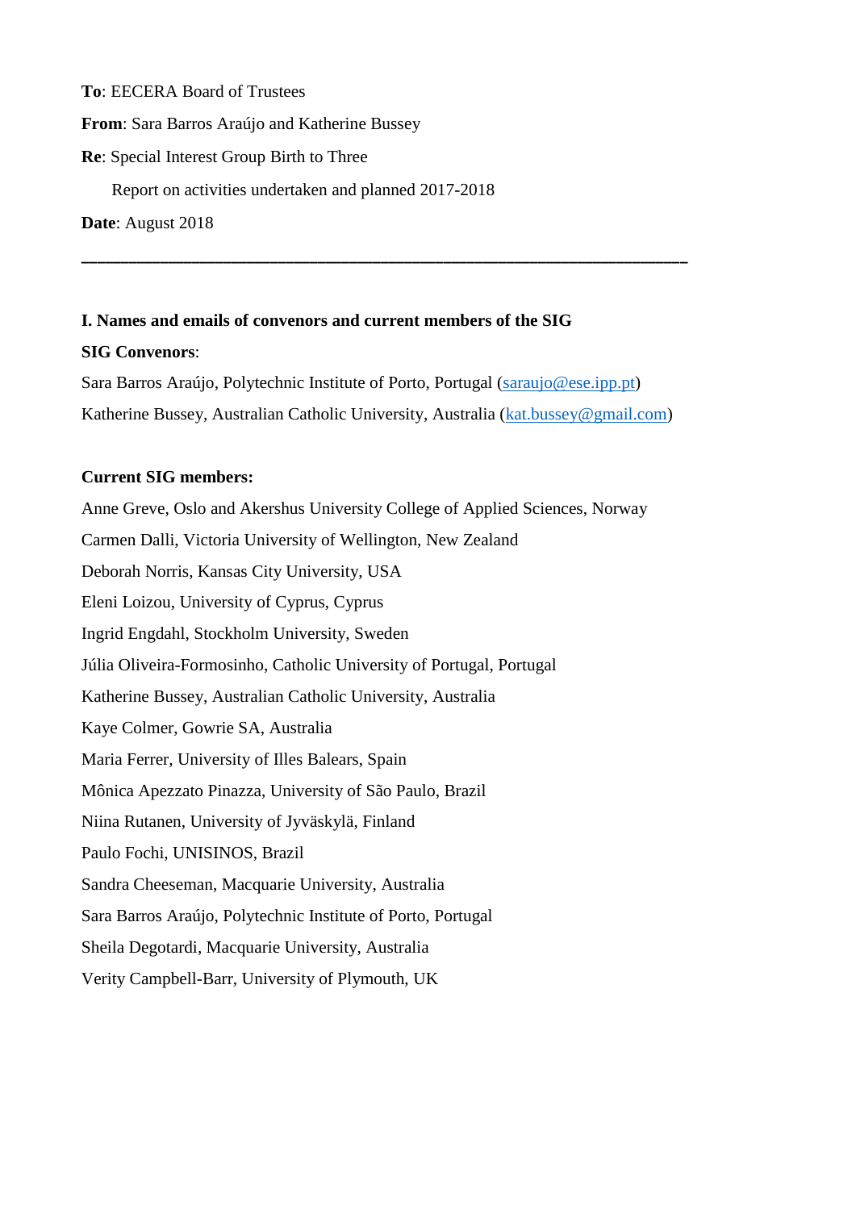**To**: EECERA Board of Trustees

**From**: Sara Barros Araújo and Katherine Bussey

**Re**: Special Interest Group Birth to Three

Report on activities undertaken and planned 2017-2018

**Date**: August 2018

---

**I. Names and emails of convenors and current members of the SIG**

**SIG Convenors**:

Sara Barros Araújo, Polytechnic Institute of Porto, Portugal (saraujo@ese.ipp.pt)

Katherine Bussey, Australian Catholic University, Australia (kat.bussey@gmail.com)

**Current SIG members:**

Anne Greve, Oslo and Akershus University College of Applied Sciences, Norway

Carmen Dalli, Victoria University of Wellington, New Zealand

Deborah Norris, Kansas City University, USA

Eleni Loizou, University of Cyprus, Cyprus

Ingrid Engdahl, Stockholm University, Sweden

Júlia Oliveira-Formosinho, Catholic University of Portugal, Portugal

Katherine Bussey, Australian Catholic University, Australia

Kaye Colmer, Gowrie SA, Australia

Maria Ferrer, University of Illes Balears, Spain

Mônica Apezzato Pinazza, University of São Paulo, Brazil

Niina Rutanen, University of Jyväskylä, Finland

Paulo Fochi, UNISINOS, Brazil

Sandra Cheeseman, Macquarie University, Australia

Sara Barros Araújo, Polytechnic Institute of Porto, Portugal

Sheila Degotardi, Macquarie University, Australia

Verity Campbell-Barr, University of Plymouth, UK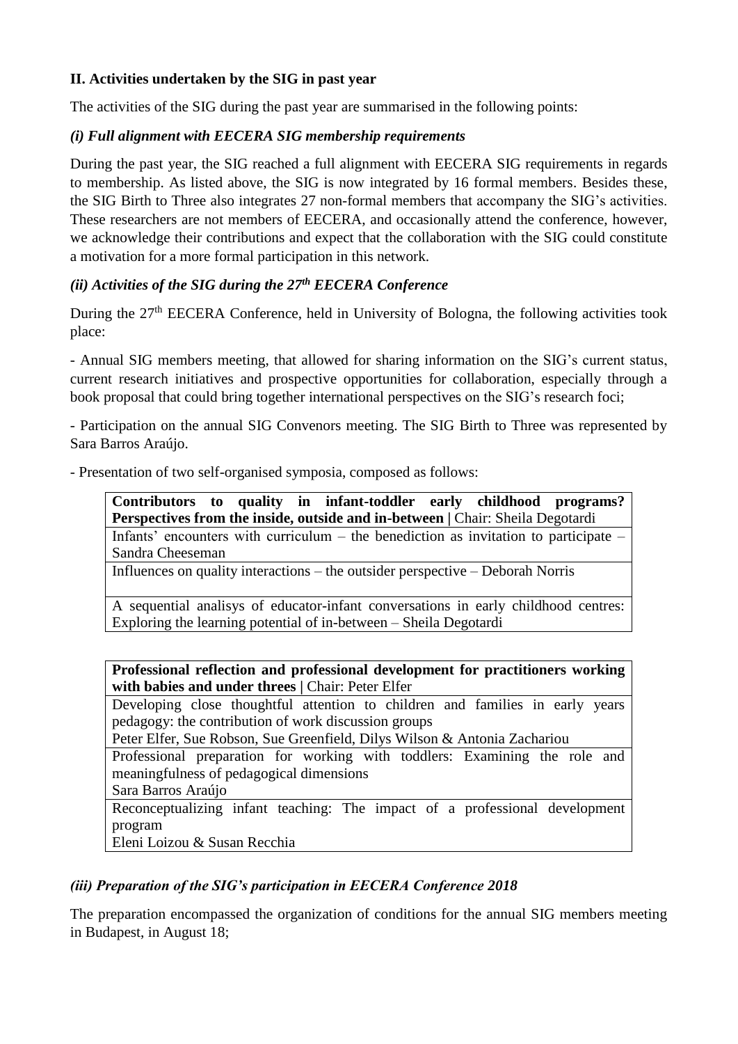## II. Activities undertaken by the SIG in past year

The activities of the SIG during the past year are summarised in the following points:

### *(i) Full alignment with EECERA SIG membership requirements*

During the past year, the SIG reached a full alignment with EECERA SIG requirements in regards to membership. As listed above, the SIG is now integrated by 16 formal members. Besides these, the SIG Birth to Three also integrates 27 non-formal members that accompany the SIG's activities. These researchers are not members of EECERA, and occasionally attend the conference, however, we acknowledge their contributions and expect that the collaboration with the SIG could constitute a motivation for a more formal participation in this network.

### *(ii) Activities of the SIG during the 27th EECERA Conference*

During the 27th EECERA Conference, held in University of Bologna, the following activities took place:

- Annual SIG members meeting, that allowed for sharing information on the SIG's current status, current research initiatives and prospective opportunities for collaboration, especially through a book proposal that could bring together international perspectives on the SIG's research foci;

- Participation on the annual SIG Convenors meeting. The SIG Birth to Three was represented by Sara Barros Araújo.

- Presentation of two self-organised symposia, composed as follows:

| **Contributors to quality in infant-toddler early childhood programs? Perspectives from the inside, outside and in-between** \| Chair: Sheila Degotardi |
|---|
| Infants' encounters with curriculum – the benediction as invitation to participate – Sandra Cheeseman |
| Influences on quality interactions – the outsider perspective – Deborah Norris |
| A sequential analisys of educator-infant conversations in early childhood centres: Exploring the learning potential of in-between – Sheila Degotardi |

| **Professional reflection and professional development for practitioners working with babies and under threes** \| Chair: Peter Elfer |
|---|
| Developing close thoughtful attention to children and families in early years pedagogy: the contribution of work discussion groups<br>Peter Elfer, Sue Robson, Sue Greenfield, Dilys Wilson & Antonia Zachariou |
| Professional preparation for working with toddlers: Examining the role and meaningfulness of pedagogical dimensions<br>Sara Barros Araújo |
| Reconceptualizing infant teaching: The impact of a professional development program<br>Eleni Loizou & Susan Recchia |

### *(iii) Preparation of the SIG's participation in EECERA Conference 2018*

The preparation encompassed the organization of conditions for the annual SIG members meeting in Budapest, in August 18;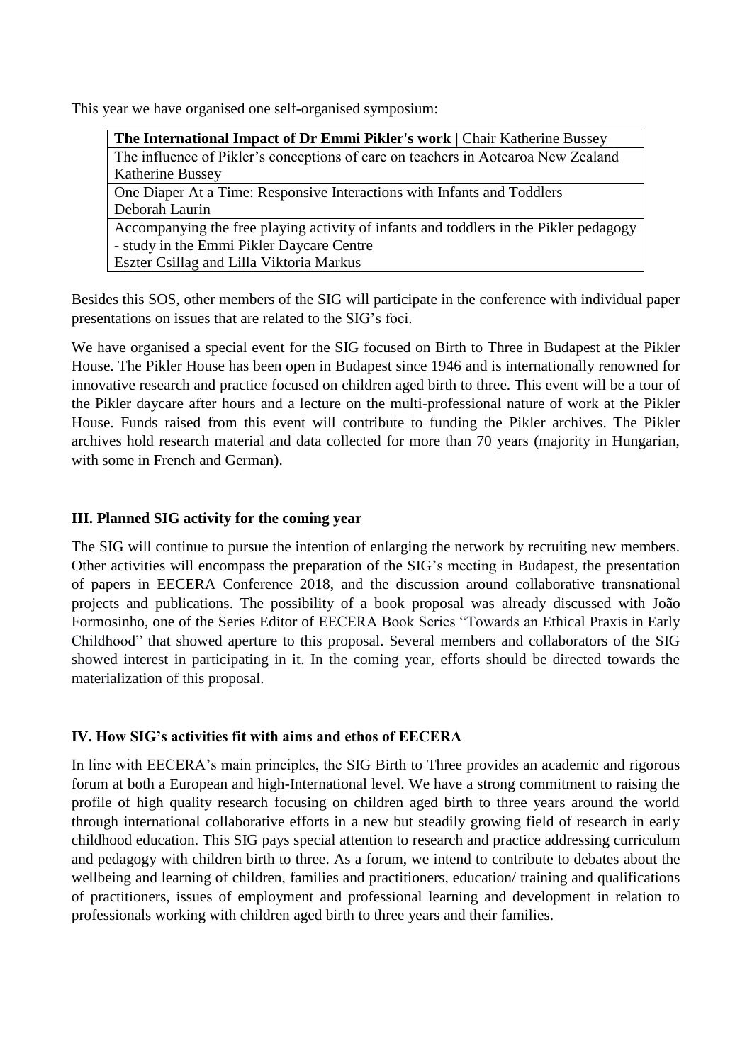This year we have organised one self-organised symposium:

| |
|---|
| **The International Impact of Dr Emmi Pikler's work** \| Chair Katherine Bussey |
| The influence of Pikler's conceptions of care on teachers in Aotearoa New Zealand<br>Katherine Bussey |
| One Diaper At a Time: Responsive Interactions with Infants and Toddlers<br>Deborah Laurin |
| Accompanying the free playing activity of infants and toddlers in the Pikler pedagogy - study in the Emmi Pikler Daycare Centre<br>Eszter Csillag and Lilla Viktoria Markus |

Besides this SOS, other members of the SIG will participate in the conference with individual paper presentations on issues that are related to the SIG's foci.

We have organised a special event for the SIG focused on Birth to Three in Budapest at the Pikler House. The Pikler House has been open in Budapest since 1946 and is internationally renowned for innovative research and practice focused on children aged birth to three. This event will be a tour of the Pikler daycare after hours and a lecture on the multi-professional nature of work at the Pikler House. Funds raised from this event will contribute to funding the Pikler archives. The Pikler archives hold research material and data collected for more than 70 years (majority in Hungarian, with some in French and German).

### III. Planned SIG activity for the coming year

The SIG will continue to pursue the intention of enlarging the network by recruiting new members. Other activities will encompass the preparation of the SIG's meeting in Budapest, the presentation of papers in EECERA Conference 2018, and the discussion around collaborative transnational projects and publications. The possibility of a book proposal was already discussed with João Formosinho, one of the Series Editor of EECERA Book Series "Towards an Ethical Praxis in Early Childhood" that showed aperture to this proposal. Several members and collaborators of the SIG showed interest in participating in it. In the coming year, efforts should be directed towards the materialization of this proposal.

### IV. How SIG's activities fit with aims and ethos of EECERA

In line with EECERA's main principles, the SIG Birth to Three provides an academic and rigorous forum at both a European and high-International level. We have a strong commitment to raising the profile of high quality research focusing on children aged birth to three years around the world through international collaborative efforts in a new but steadily growing field of research in early childhood education. This SIG pays special attention to research and practice addressing curriculum and pedagogy with children birth to three. As a forum, we intend to contribute to debates about the wellbeing and learning of children, families and practitioners, education/ training and qualifications of practitioners, issues of employment and professional learning and development in relation to professionals working with children aged birth to three years and their families.